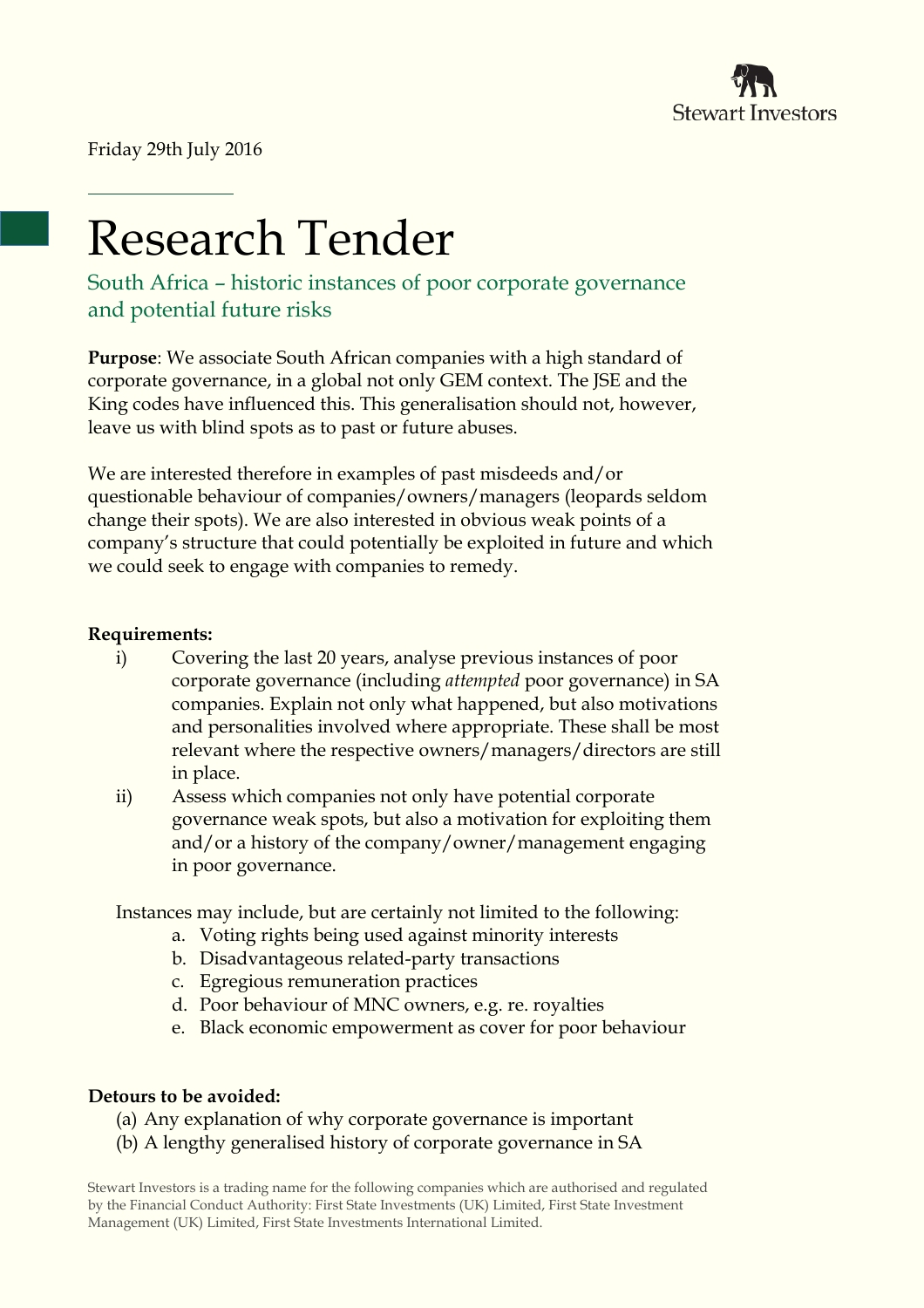Stewart Investors

Friday 29th July 2016

# Research Tender

## South Africa – historic instances of poor corporate governance and potential future risks

**Purpose**: We associate South African companies with a high standard of corporate governance, in a global not only GEM context. The JSE and the King codes have influenced this. This generalisation should not, however, leave us with blind spots as to past or future abuses.

We are interested therefore in examples of past misdeeds and/or questionable behaviour of companies/owners/managers (leopards seldom change their spots). We are also interested in obvious weak points of a company's structure that could potentially be exploited in future and which we could seek to engage with companies to remedy.

**Requirements:**

i) Covering the last 20 years, analyse previous instances of poor corporate governance (including *attempted* poor governance) in SA companies. Explain not only what happened, but also motivations and personalities involved where appropriate. These shall be most relevant where the respective owners/managers/directors are still in place.

ii) Assess which companies not only have potential corporate governance weak spots, but also a motivation for exploiting them and/or a history of the company/owner/management engaging in poor governance.

Instances may include, but are certainly not limited to the following:

a. Voting rights being used against minority interests
b. Disadvantageous related-party transactions
c. Egregious remuneration practices
d. Poor behaviour of MNC owners, e.g. re. royalties
e. Black economic empowerment as cover for poor behaviour

**Detours to be avoided:**

(a) Any explanation of why corporate governance is important
(b) A lengthy generalised history of corporate governance in SA

Stewart Investors is a trading name for the following companies which are authorised and regulated by the Financial Conduct Authority: First State Investments (UK) Limited, First State Investment Management (UK) Limited, First State Investments International Limited.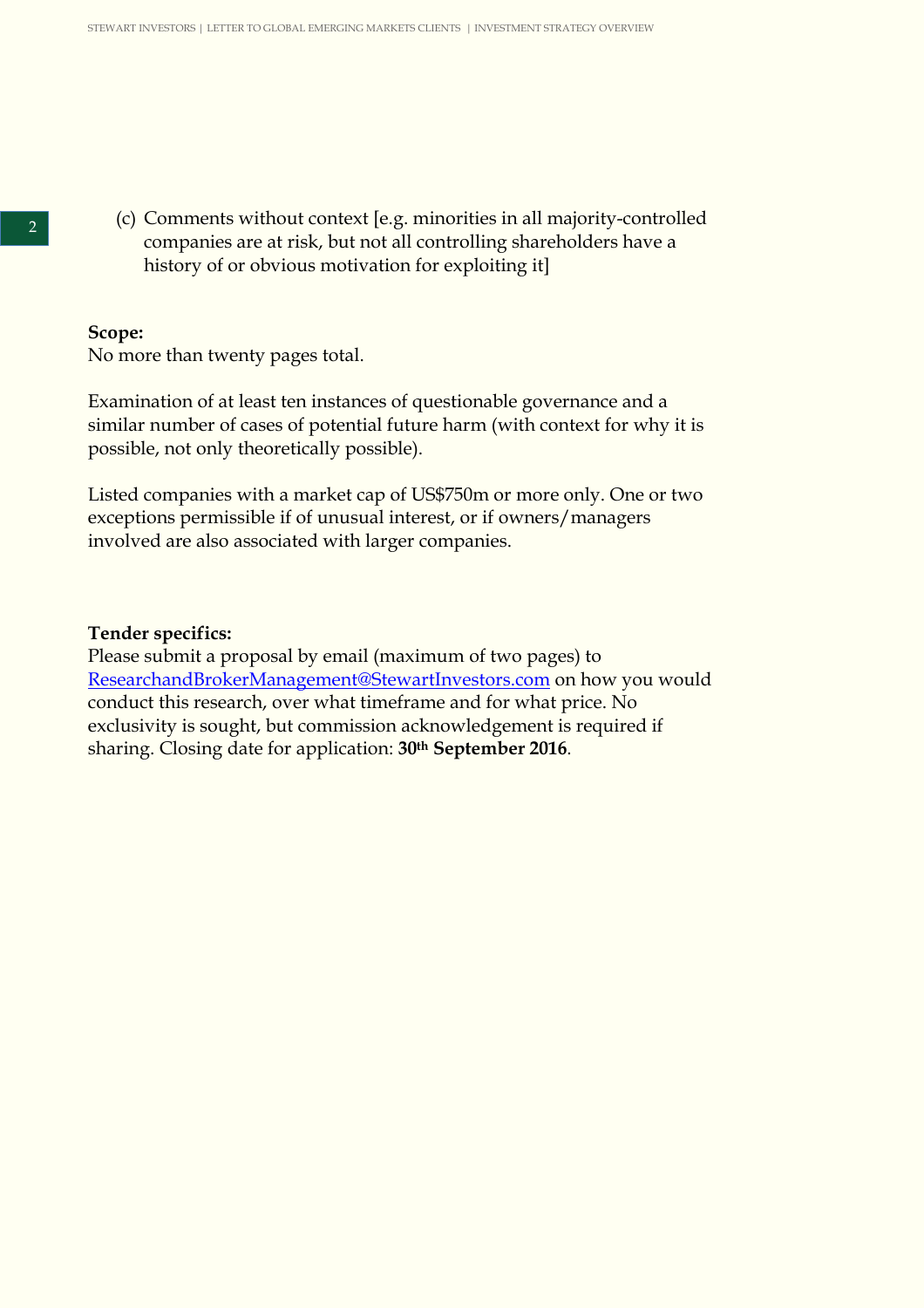(c) Comments without context [e.g. minorities in all majority-controlled companies are at risk, but not all controlling shareholders have a history of or obvious motivation for exploiting it]

**Scope:**
No more than twenty pages total.

Examination of at least ten instances of questionable governance and a similar number of cases of potential future harm (with context for why it is possible, not only theoretically possible).

Listed companies with a market cap of US$750m or more only. One or two exceptions permissible if of unusual interest, or if owners/managers involved are also associated with larger companies.

**Tender specifics:**
Please submit a proposal by email (maximum of two pages) to ResearchandBrokerManagement@StewartInvestors.com on how you would conduct this research, over what timeframe and for what price. No exclusivity is sought, but commission acknowledgement is required if sharing. Closing date for application: **30th September 2016**.